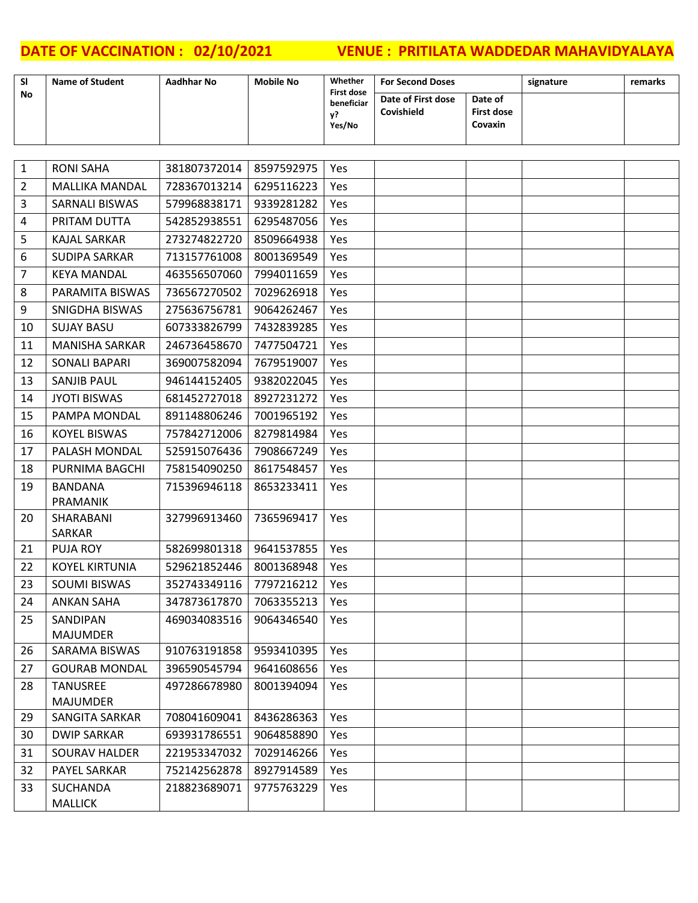**DATE OF VACCINATION : 02/10/2021** **VENUE : PRITILATA WADDEDAR MAHAVIDYALAYA**

| Sl No | Name of Student | Aadhhar No | Mobile No | Whether First dose beneficiary? Yes/No | For Second Doses | | signature | remarks |
|---|---|---|---|---|---|---|---|---|
| | | | | | Date of First dose Covishield | Date of First dose Covaxin | | |
| 1 | RONI SAHA | 381807372014 | 8597592975 | Yes | | | | |
| 2 | MALLIKA MANDAL | 728367013214 | 6295116223 | Yes | | | | |
| 3 | SARNALI BISWAS | 579968838171 | 9339281282 | Yes | | | | |
| 4 | PRITAM DUTTA | 542852938551 | 6295487056 | Yes | | | | |
| 5 | KAJAL SARKAR | 273274822720 | 8509664938 | Yes | | | | |
| 6 | SUDIPA SARKAR | 713157761008 | 8001369549 | Yes | | | | |
| 7 | KEYA MANDAL | 463556507060 | 7994011659 | Yes | | | | |
| 8 | PARAMITA BISWAS | 736567270502 | 7029626918 | Yes | | | | |
| 9 | SNIGDHA BISWAS | 275636756781 | 9064262467 | Yes | | | | |
| 10 | SUJAY BASU | 607333826799 | 7432839285 | Yes | | | | |
| 11 | MANISHA SARKAR | 246736458670 | 7477504721 | Yes | | | | |
| 12 | SONALI BAPARI | 369007582094 | 7679519007 | Yes | | | | |
| 13 | SANJIB PAUL | 946144152405 | 9382022045 | Yes | | | | |
| 14 | JYOTI BISWAS | 681452727018 | 8927231272 | Yes | | | | |
| 15 | PAMPA MONDAL | 891148806246 | 7001965192 | Yes | | | | |
| 16 | KOYEL BISWAS | 757842712006 | 8279814984 | Yes | | | | |
| 17 | PALASH MONDAL | 525915076436 | 7908667249 | Yes | | | | |
| 18 | PURNIMA BAGCHI | 758154090250 | 8617548457 | Yes | | | | |
| 19 | BANDANA PRAMANIK | 715396946118 | 8653233411 | Yes | | | | |
| 20 | SHARABANI SARKAR | 327996913460 | 7365969417 | Yes | | | | |
| 21 | PUJA ROY | 582699801318 | 9641537855 | Yes | | | | |
| 22 | KOYEL KIRTUNIA | 529621852446 | 8001368948 | Yes | | | | |
| 23 | SOUMI BISWAS | 352743349116 | 7797216212 | Yes | | | | |
| 24 | ANKAN SAHA | 347873617870 | 7063355213 | Yes | | | | |
| 25 | SANDIPAN MAJUMDER | 469034083516 | 9064346540 | Yes | | | | |
| 26 | SARAMA BISWAS | 910763191858 | 9593410395 | Yes | | | | |
| 27 | GOURAB MONDAL | 396590545794 | 9641608656 | Yes | | | | |
| 28 | TANUSREE MAJUMDER | 497286678980 | 8001394094 | Yes | | | | |
| 29 | SANGITA SARKAR | 708041609041 | 8436286363 | Yes | | | | |
| 30 | DWIP SARKAR | 693931786551 | 9064858890 | Yes | | | | |
| 31 | SOURAV HALDER | 221953347032 | 7029146266 | Yes | | | | |
| 32 | PAYEL SARKAR | 752142562878 | 8927914589 | Yes | | | | |
| 33 | SUCHANDA MALLICK | 218823689071 | 9775763229 | Yes | | | | |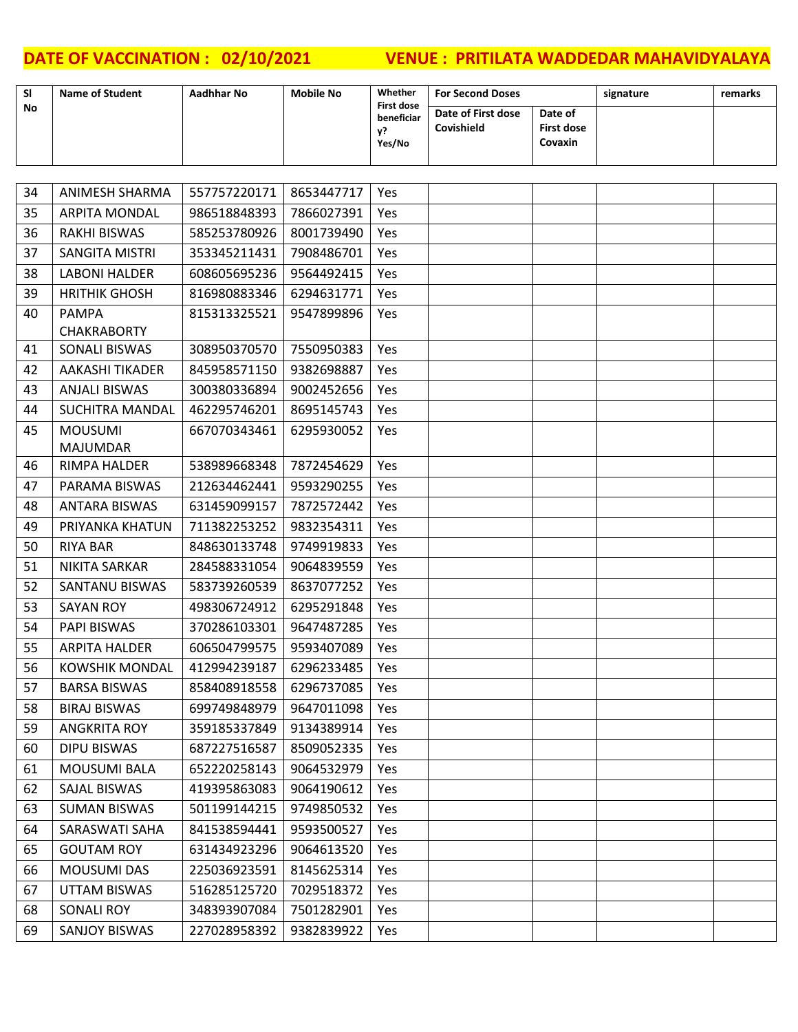**DATE OF VACCINATION : 02/10/2021 VENUE : PRITILATA WADDEDAR MAHAVIDYALAYA**

| Sl No | Name of Student | Aadhhar No | Mobile No | Whether First dose beneficiary? Yes/No | For Second Doses | | signature | remarks |
|---|---|---|---|---|---|---|---|---|
| | | | | | Date of First dose Covishield | Date of First dose Covaxin | | |
| 34 | ANIMESH SHARMA | 557757220171 | 8653447717 | Yes | | | | |
| 35 | ARPITA MONDAL | 986518848393 | 7866027391 | Yes | | | | |
| 36 | RAKHI BISWAS | 585253780926 | 8001739490 | Yes | | | | |
| 37 | SANGITA MISTRI | 353345211431 | 7908486701 | Yes | | | | |
| 38 | LABONI HALDER | 608605695236 | 9564492415 | Yes | | | | |
| 39 | HRITHIK GHOSH | 816980883346 | 6294631771 | Yes | | | | |
| 40 | PAMPA CHAKRABORTY | 815313325521 | 9547899896 | Yes | | | | |
| 41 | SONALI BISWAS | 308950370570 | 7550950383 | Yes | | | | |
| 42 | AAKASHI TIKADER | 845958571150 | 9382698887 | Yes | | | | |
| 43 | ANJALI BISWAS | 300380336894 | 9002452656 | Yes | | | | |
| 44 | SUCHITRA MANDAL | 462295746201 | 8695145743 | Yes | | | | |
| 45 | MOUSUMI MAJUMDAR | 667070343461 | 6295930052 | Yes | | | | |
| 46 | RIMPA HALDER | 538989668348 | 7872454629 | Yes | | | | |
| 47 | PARAMA BISWAS | 212634462441 | 9593290255 | Yes | | | | |
| 48 | ANTARA BISWAS | 631459099157 | 7872572442 | Yes | | | | |
| 49 | PRIYANKA KHATUN | 711382253252 | 9832354311 | Yes | | | | |
| 50 | RIYA BAR | 848630133748 | 9749919833 | Yes | | | | |
| 51 | NIKITA SARKAR | 284588331054 | 9064839559 | Yes | | | | |
| 52 | SANTANU BISWAS | 583739260539 | 8637077252 | Yes | | | | |
| 53 | SAYAN ROY | 498306724912 | 6295291848 | Yes | | | | |
| 54 | PAPI BISWAS | 370286103301 | 9647487285 | Yes | | | | |
| 55 | ARPITA HALDER | 606504799575 | 9593407089 | Yes | | | | |
| 56 | KOWSHIK MONDAL | 412994239187 | 6296233485 | Yes | | | | |
| 57 | BARSA BISWAS | 858408918558 | 6296737085 | Yes | | | | |
| 58 | BIRAJ BISWAS | 699749848979 | 9647011098 | Yes | | | | |
| 59 | ANGKRITA ROY | 359185337849 | 9134389914 | Yes | | | | |
| 60 | DIPU BISWAS | 687227516587 | 8509052335 | Yes | | | | |
| 61 | MOUSUMI BALA | 652220258143 | 9064532979 | Yes | | | | |
| 62 | SAJAL BISWAS | 419395863083 | 9064190612 | Yes | | | | |
| 63 | SUMAN BISWAS | 501199144215 | 9749850532 | Yes | | | | |
| 64 | SARASWATI SAHA | 841538594441 | 9593500527 | Yes | | | | |
| 65 | GOUTAM ROY | 631434923296 | 9064613520 | Yes | | | | |
| 66 | MOUSUMI DAS | 225036923591 | 8145625314 | Yes | | | | |
| 67 | UTTAM BISWAS | 516285125720 | 7029518372 | Yes | | | | |
| 68 | SONALI ROY | 348393907084 | 7501282901 | Yes | | | | |
| 69 | SANJOY BISWAS | 227028958392 | 9382839922 | Yes | | | | |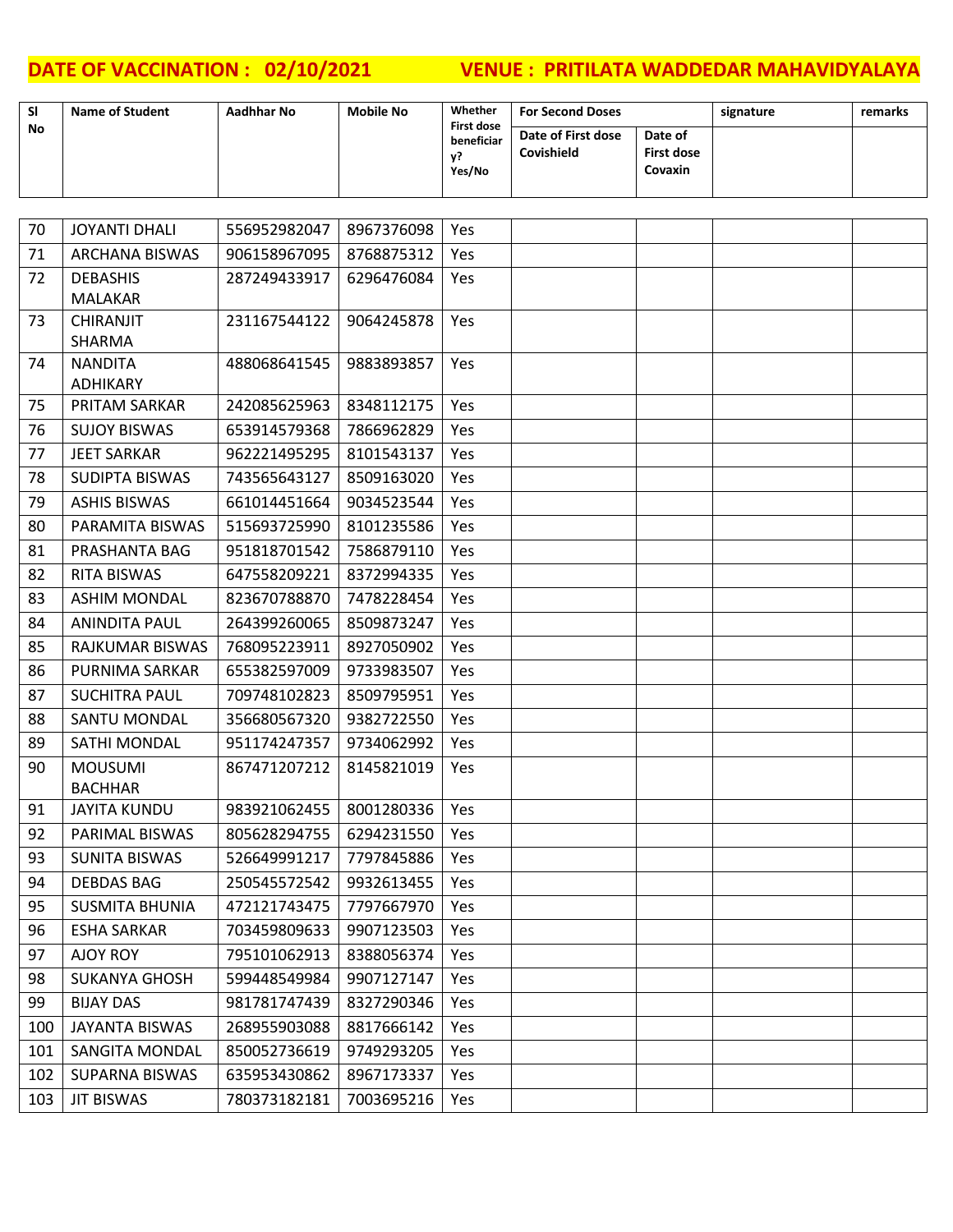**DATE OF VACCINATION : 02/10/2021 VENUE : PRITILATA WADDEDAR MAHAVIDYALAYA**

| Sl No | Name of Student | Aadhhar No | Mobile No | Whether First dose beneficiary? Yes/No | For Second Doses | | signature | remarks |
|---|---|---|---|---|---|---|---|---|
| | | | | | Date of First dose Covishield | Date of First dose Covaxin | | |
| 70 | JOYANTI DHALI | 556952982047 | 8967376098 | Yes | | | | |
| 71 | ARCHANA BISWAS | 906158967095 | 8768875312 | Yes | | | | |
| 72 | DEBASHIS MALAKAR | 287249433917 | 6296476084 | Yes | | | | |
| 73 | CHIRANJIT SHARMA | 231167544122 | 9064245878 | Yes | | | | |
| 74 | NANDITA ADHIKARY | 488068641545 | 9883893857 | Yes | | | | |
| 75 | PRITAM SARKAR | 242085625963 | 8348112175 | Yes | | | | |
| 76 | SUJOY BISWAS | 653914579368 | 7866962829 | Yes | | | | |
| 77 | JEET SARKAR | 962221495295 | 8101543137 | Yes | | | | |
| 78 | SUDIPTA BISWAS | 743565643127 | 8509163020 | Yes | | | | |
| 79 | ASHIS BISWAS | 661014451664 | 9034523544 | Yes | | | | |
| 80 | PARAMITA BISWAS | 515693725990 | 8101235586 | Yes | | | | |
| 81 | PRASHANTA BAG | 951818701542 | 7586879110 | Yes | | | | |
| 82 | RITA BISWAS | 647558209221 | 8372994335 | Yes | | | | |
| 83 | ASHIM MONDAL | 823670788870 | 7478228454 | Yes | | | | |
| 84 | ANINDITA PAUL | 264399260065 | 8509873247 | Yes | | | | |
| 85 | RAJKUMAR BISWAS | 768095223911 | 8927050902 | Yes | | | | |
| 86 | PURNIMA SARKAR | 655382597009 | 9733983507 | Yes | | | | |
| 87 | SUCHITRA PAUL | 709748102823 | 8509795951 | Yes | | | | |
| 88 | SANTU MONDAL | 356680567320 | 9382722550 | Yes | | | | |
| 89 | SATHI MONDAL | 951174247357 | 9734062992 | Yes | | | | |
| 90 | MOUSUMI BACHHAR | 867471207212 | 8145821019 | Yes | | | | |
| 91 | JAYITA KUNDU | 983921062455 | 8001280336 | Yes | | | | |
| 92 | PARIMAL BISWAS | 805628294755 | 6294231550 | Yes | | | | |
| 93 | SUNITA BISWAS | 526649991217 | 7797845886 | Yes | | | | |
| 94 | DEBDAS BAG | 250545572542 | 9932613455 | Yes | | | | |
| 95 | SUSMITA BHUNIA | 472121743475 | 7797667970 | Yes | | | | |
| 96 | ESHA SARKAR | 703459809633 | 9907123503 | Yes | | | | |
| 97 | AJOY ROY | 795101062913 | 8388056374 | Yes | | | | |
| 98 | SUKANYA GHOSH | 599448549984 | 9907127147 | Yes | | | | |
| 99 | BIJAY DAS | 981781747439 | 8327290346 | Yes | | | | |
| 100 | JAYANTA BISWAS | 268955903088 | 8817666142 | Yes | | | | |
| 101 | SANGITA MONDAL | 850052736619 | 9749293205 | Yes | | | | |
| 102 | SUPARNA BISWAS | 635953430862 | 8967173337 | Yes | | | | |
| 103 | JIT BISWAS | 780373182181 | 7003695216 | Yes | | | | |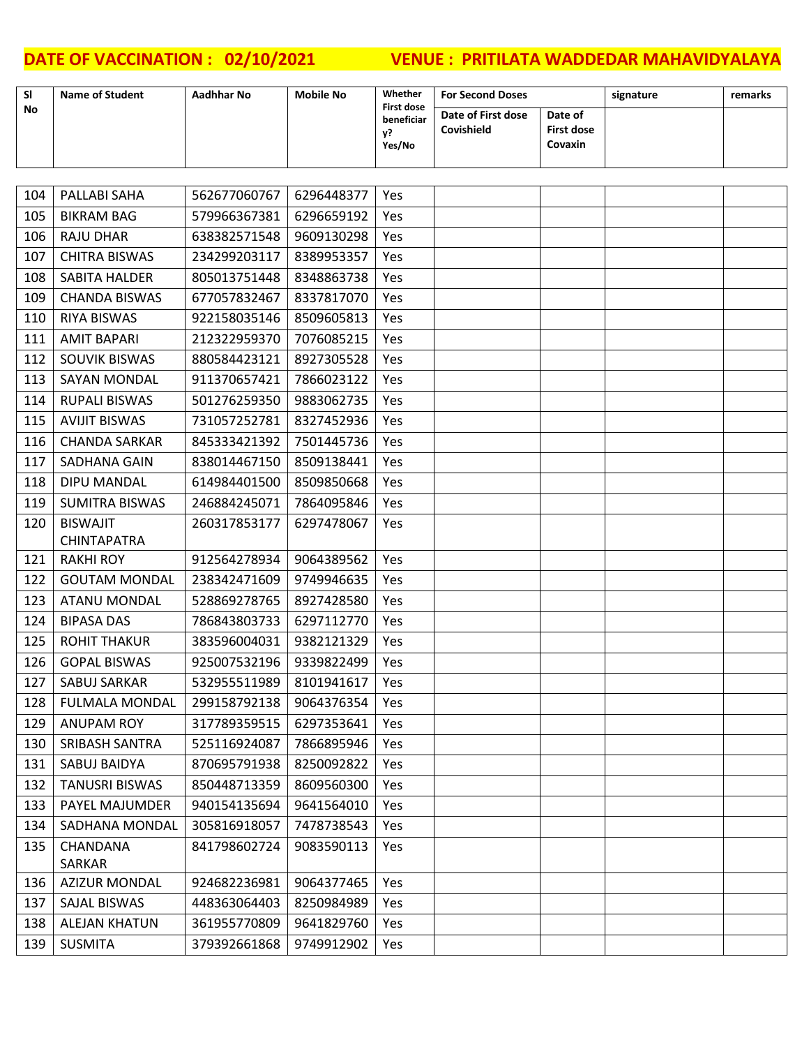**DATE OF VACCINATION : 02/10/2021 VENUE : PRITILATA WADDEDAR MAHAVIDYALAYA**

| Sl No | Name of Student | Aadhhar No | Mobile No | Whether First dose beneficiary? Yes/No | For Second Doses | | signature | remarks |
|---|---|---|---|---|---|---|---|---|
| | | | | | Date of First dose Covishield | Date of First dose Covaxin | | |
| 104 | PALLABI SAHA | 562677060767 | 6296448377 | Yes | | | | |
| 105 | BIKRAM BAG | 579966367381 | 6296659192 | Yes | | | | |
| 106 | RAJU DHAR | 638382571548 | 9609130298 | Yes | | | | |
| 107 | CHITRA BISWAS | 234299203117 | 8389953357 | Yes | | | | |
| 108 | SABITA HALDER | 805013751448 | 8348863738 | Yes | | | | |
| 109 | CHANDA BISWAS | 677057832467 | 8337817070 | Yes | | | | |
| 110 | RIYA BISWAS | 922158035146 | 8509605813 | Yes | | | | |
| 111 | AMIT BAPARI | 212322959370 | 7076085215 | Yes | | | | |
| 112 | SOUVIK BISWAS | 880584423121 | 8927305528 | Yes | | | | |
| 113 | SAYAN MONDAL | 911370657421 | 7866023122 | Yes | | | | |
| 114 | RUPALI BISWAS | 501276259350 | 9883062735 | Yes | | | | |
| 115 | AVIJIT BISWAS | 731057252781 | 8327452936 | Yes | | | | |
| 116 | CHANDA SARKAR | 845333421392 | 7501445736 | Yes | | | | |
| 117 | SADHANA GAIN | 838014467150 | 8509138441 | Yes | | | | |
| 118 | DIPU MANDAL | 614984401500 | 8509850668 | Yes | | | | |
| 119 | SUMITRA BISWAS | 246884245071 | 7864095846 | Yes | | | | |
| 120 | BISWAJIT CHINTAPATRA | 260317853177 | 6297478067 | Yes | | | | |
| 121 | RAKHI ROY | 912564278934 | 9064389562 | Yes | | | | |
| 122 | GOUTAM MONDAL | 238342471609 | 9749946635 | Yes | | | | |
| 123 | ATANU MONDAL | 528869278765 | 8927428580 | Yes | | | | |
| 124 | BIPASA DAS | 786843803733 | 6297112770 | Yes | | | | |
| 125 | ROHIT THAKUR | 383596004031 | 9382121329 | Yes | | | | |
| 126 | GOPAL BISWAS | 925007532196 | 9339822499 | Yes | | | | |
| 127 | SABUJ SARKAR | 532955511989 | 8101941617 | Yes | | | | |
| 128 | FULMALA MONDAL | 299158792138 | 9064376354 | Yes | | | | |
| 129 | ANUPAM ROY | 317789359515 | 6297353641 | Yes | | | | |
| 130 | SRIBASH SANTRA | 525116924087 | 7866895946 | Yes | | | | |
| 131 | SABUJ BAIDYA | 870695791938 | 8250092822 | Yes | | | | |
| 132 | TANUSRI BISWAS | 850448713359 | 8609560300 | Yes | | | | |
| 133 | PAYEL MAJUMDER | 940154135694 | 9641564010 | Yes | | | | |
| 134 | SADHANA MONDAL | 305816918057 | 7478738543 | Yes | | | | |
| 135 | CHANDANA SARKAR | 841798602724 | 9083590113 | Yes | | | | |
| 136 | AZIZUR MONDAL | 924682236981 | 9064377465 | Yes | | | | |
| 137 | SAJAL BISWAS | 448363064403 | 8250984989 | Yes | | | | |
| 138 | ALEJAN KHATUN | 361955770809 | 9641829760 | Yes | | | | |
| 139 | SUSMITA | 379392661868 | 9749912902 | Yes | | | | |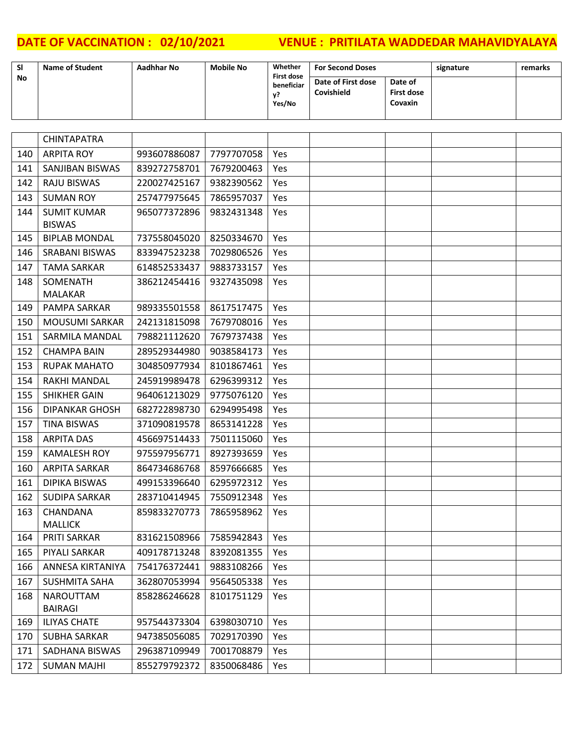**DATE OF VACCINATION : 02/10/2021 VENUE : PRITILATA WADDEDAR MAHAVIDYALAYA**

| Sl No | Name of Student | Aadhhar No | Mobile No | Whether First dose beneficiary? Yes/No | For Second Doses | | signature | remarks |
|---|---|---|---|---|---|---|---|---|
| | | | | | Date of First dose Covishield | Date of First dose Covaxin | | |
| | CHINTAPATRA | | | | | | | |
| 140 | ARPITA ROY | 993607886087 | 7797707058 | Yes | | | | |
| 141 | SANJIBAN BISWAS | 839272758701 | 7679200463 | Yes | | | | |
| 142 | RAJU BISWAS | 220027425167 | 9382390562 | Yes | | | | |
| 143 | SUMAN ROY | 257477975645 | 7865957037 | Yes | | | | |
| 144 | SUMIT KUMAR BISWAS | 965077372896 | 9832431348 | Yes | | | | |
| 145 | BIPLAB MONDAL | 737558045020 | 8250334670 | Yes | | | | |
| 146 | SRABANI BISWAS | 833947523238 | 7029806526 | Yes | | | | |
| 147 | TAMA SARKAR | 614852533437 | 9883733157 | Yes | | | | |
| 148 | SOMENATH MALAKAR | 386212454416 | 9327435098 | Yes | | | | |
| 149 | PAMPA SARKAR | 989335501558 | 8617517475 | Yes | | | | |
| 150 | MOUSUMI SARKAR | 242131815098 | 7679708016 | Yes | | | | |
| 151 | SARMILA MANDAL | 798821112620 | 7679737438 | Yes | | | | |
| 152 | CHAMPA BAIN | 289529344980 | 9038584173 | Yes | | | | |
| 153 | RUPAK MAHATO | 304850977934 | 8101867461 | Yes | | | | |
| 154 | RAKHI MANDAL | 245919989478 | 6296399312 | Yes | | | | |
| 155 | SHIKHER GAIN | 964061213029 | 9775076120 | Yes | | | | |
| 156 | DIPANKAR GHOSH | 682722898730 | 6294995498 | Yes | | | | |
| 157 | TINA BISWAS | 371090819578 | 8653141228 | Yes | | | | |
| 158 | ARPITA DAS | 456697514433 | 7501115060 | Yes | | | | |
| 159 | KAMALESH ROY | 975597956771 | 8927393659 | Yes | | | | |
| 160 | ARPITA SARKAR | 864734686768 | 8597666685 | Yes | | | | |
| 161 | DIPIKA BISWAS | 499153396640 | 6295972312 | Yes | | | | |
| 162 | SUDIPA SARKAR | 283710414945 | 7550912348 | Yes | | | | |
| 163 | CHANDANA MALLICK | 859833270773 | 7865958962 | Yes | | | | |
| 164 | PRITI SARKAR | 831621508966 | 7585942843 | Yes | | | | |
| 165 | PIYALI SARKAR | 409178713248 | 8392081355 | Yes | | | | |
| 166 | ANNESA KIRTANIYA | 754176372441 | 9883108266 | Yes | | | | |
| 167 | SUSHMITA SAHA | 362807053994 | 9564505338 | Yes | | | | |
| 168 | NAROUTTAM BAIRAGI | 858286246628 | 8101751129 | Yes | | | | |
| 169 | ILIYAS CHATE | 957544373304 | 6398030710 | Yes | | | | |
| 170 | SUBHA SARKAR | 947385056085 | 7029170390 | Yes | | | | |
| 171 | SADHANA BISWAS | 296387109949 | 7001708879 | Yes | | | | |
| 172 | SUMAN MAJHI | 855279792372 | 8350068486 | Yes | | | | |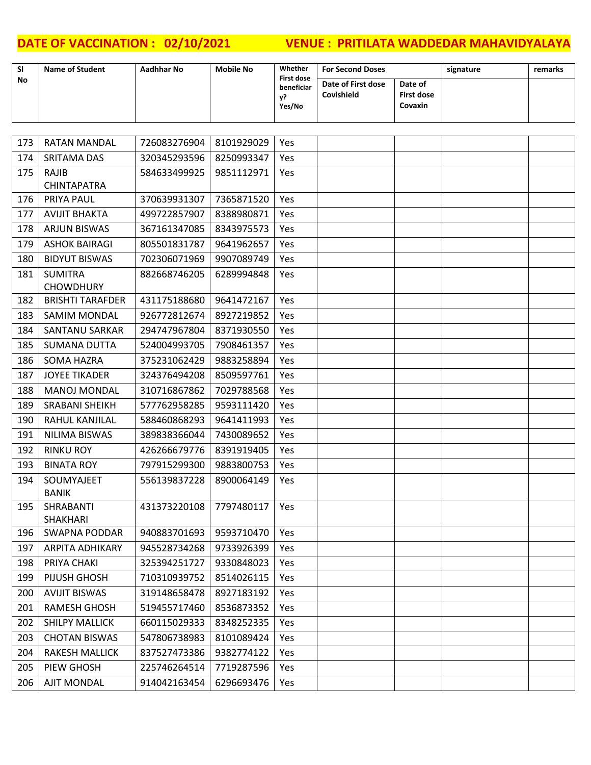**DATE OF VACCINATION : 02/10/2021** **VENUE : PRITILATA WADDEDAR MAHAVIDYALAYA**

| Sl No | Name of Student | Aadhhar No | Mobile No | Whether First dose beneficiary? Yes/No | For Second Doses | | signature | remarks |
|---|---|---|---|---|---|---|---|---|
| | | | | | Date of First dose Covishield | Date of First dose Covaxin | | |
| 173 | RATAN MANDAL | 726083276904 | 8101929029 | Yes | | | | |
| 174 | SRITAMA DAS | 320345293596 | 8250993347 | Yes | | | | |
| 175 | RAJIB CHINTAPATRA | 584633499925 | 9851112971 | Yes | | | | |
| 176 | PRIYA PAUL | 370639931307 | 7365871520 | Yes | | | | |
| 177 | AVIJIT BHAKTA | 499722857907 | 8388980871 | Yes | | | | |
| 178 | ARJUN BISWAS | 367161347085 | 8343975573 | Yes | | | | |
| 179 | ASHOK BAIRAGI | 805501831787 | 9641962657 | Yes | | | | |
| 180 | BIDYUT BISWAS | 702306071969 | 9907089749 | Yes | | | | |
| 181 | SUMITRA CHOWDHURY | 882668746205 | 6289994848 | Yes | | | | |
| 182 | BRISHTI TARAFDER | 431175188680 | 9641472167 | Yes | | | | |
| 183 | SAMIM MONDAL | 926772812674 | 8927219852 | Yes | | | | |
| 184 | SANTANU SARKAR | 294747967804 | 8371930550 | Yes | | | | |
| 185 | SUMANA DUTTA | 524004993705 | 7908461357 | Yes | | | | |
| 186 | SOMA HAZRA | 375231062429 | 9883258894 | Yes | | | | |
| 187 | JOYEE TIKADER | 324376494208 | 8509597761 | Yes | | | | |
| 188 | MANOJ MONDAL | 310716867862 | 7029788568 | Yes | | | | |
| 189 | SRABANI SHEIKH | 577762958285 | 9593111420 | Yes | | | | |
| 190 | RAHUL KANJILAL | 588460868293 | 9641411993 | Yes | | | | |
| 191 | NILIMA BISWAS | 389838366044 | 7430089652 | Yes | | | | |
| 192 | RINKU ROY | 426266679776 | 8391919405 | Yes | | | | |
| 193 | BINATA ROY | 797915299300 | 9883800753 | Yes | | | | |
| 194 | SOUMYAJEET BANIK | 556139837228 | 8900064149 | Yes | | | | |
| 195 | SHRABANTI SHAKHARI | 431373220108 | 7797480117 | Yes | | | | |
| 196 | SWAPNA PODDAR | 940883701693 | 9593710470 | Yes | | | | |
| 197 | ARPITA ADHIKARY | 945528734268 | 9733926399 | Yes | | | | |
| 198 | PRIYA CHAKI | 325394251727 | 9330848023 | Yes | | | | |
| 199 | PIJUSH GHOSH | 710310939752 | 8514026115 | Yes | | | | |
| 200 | AVIJIT BISWAS | 319148658478 | 8927183192 | Yes | | | | |
| 201 | RAMESH GHOSH | 519455717460 | 8536873352 | Yes | | | | |
| 202 | SHILPY MALLICK | 660115029333 | 8348252335 | Yes | | | | |
| 203 | CHOTAN BISWAS | 547806738983 | 8101089424 | Yes | | | | |
| 204 | RAKESH MALLICK | 837527473386 | 9382774122 | Yes | | | | |
| 205 | PIEW GHOSH | 225746264514 | 7719287596 | Yes | | | | |
| 206 | AJIT MONDAL | 914042163454 | 6296693476 | Yes | | | | |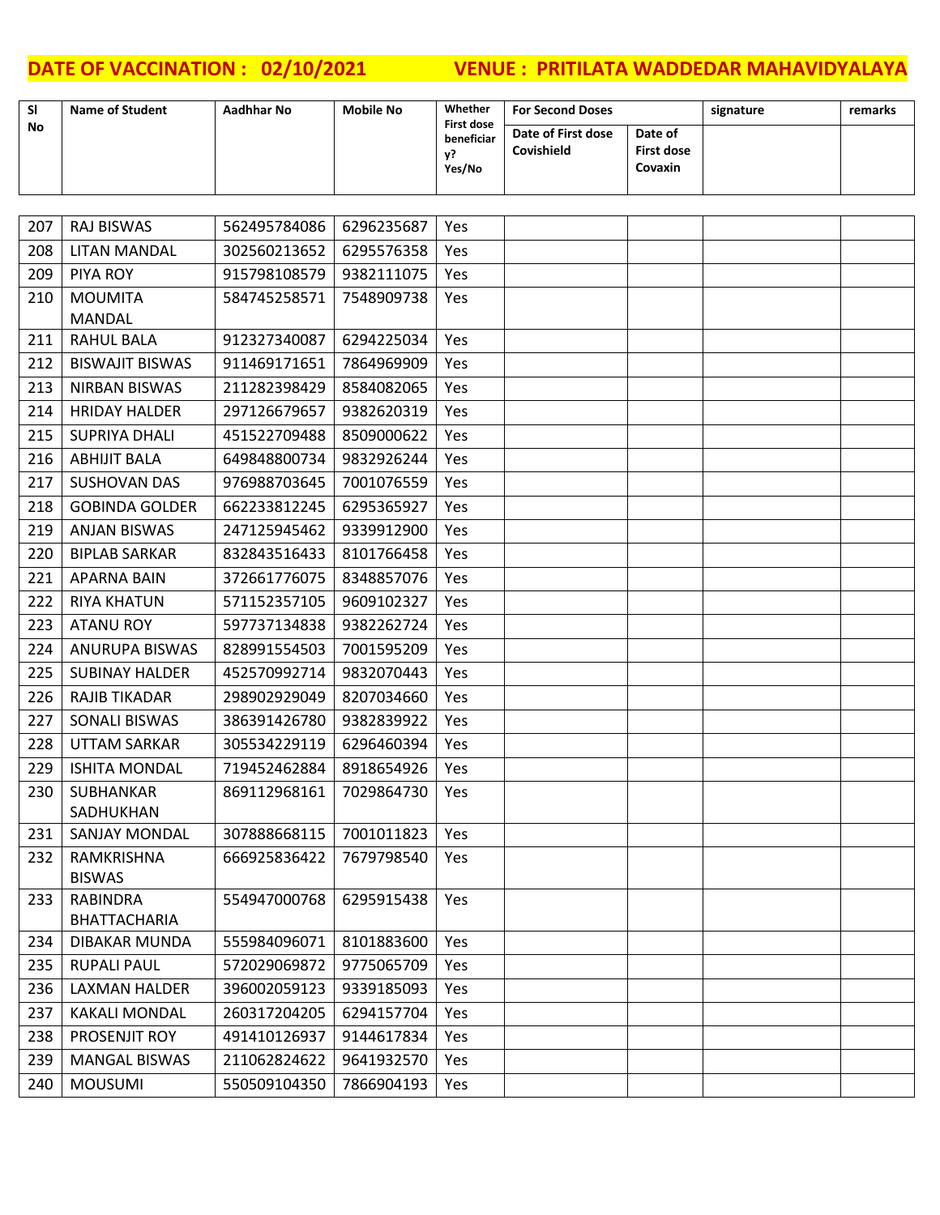**DATE OF VACCINATION : 02/10/2021 VENUE : PRITILATA WADDEDAR MAHAVIDYALAYA**

| Sl No | Name of Student | Aadhhar No | Mobile No | Whether First dose beneficiary? Yes/No | For Second Doses | | signature | remarks |
|---|---|---|---|---|---|---|---|---|
| | | | | | Date of First dose Covishield | Date of First dose Covaxin | | |
| 207 | RAJ BISWAS | 562495784086 | 6296235687 | Yes | | | | |
| 208 | LITAN MANDAL | 302560213652 | 6295576358 | Yes | | | | |
| 209 | PIYA ROY | 915798108579 | 9382111075 | Yes | | | | |
| 210 | MOUMITA MANDAL | 584745258571 | 7548909738 | Yes | | | | |
| 211 | RAHUL BALA | 912327340087 | 6294225034 | Yes | | | | |
| 212 | BISWAJIT BISWAS | 911469171651 | 7864969909 | Yes | | | | |
| 213 | NIRBAN BISWAS | 211282398429 | 8584082065 | Yes | | | | |
| 214 | HRIDAY HALDER | 297126679657 | 9382620319 | Yes | | | | |
| 215 | SUPRIYA DHALI | 451522709488 | 8509000622 | Yes | | | | |
| 216 | ABHIJIT BALA | 649848800734 | 9832926244 | Yes | | | | |
| 217 | SUSHOVAN DAS | 976988703645 | 7001076559 | Yes | | | | |
| 218 | GOBINDA GOLDER | 662233812245 | 6295365927 | Yes | | | | |
| 219 | ANJAN BISWAS | 247125945462 | 9339912900 | Yes | | | | |
| 220 | BIPLAB SARKAR | 832843516433 | 8101766458 | Yes | | | | |
| 221 | APARNA BAIN | 372661776075 | 8348857076 | Yes | | | | |
| 222 | RIYA KHATUN | 571152357105 | 9609102327 | Yes | | | | |
| 223 | ATANU ROY | 597737134838 | 9382262724 | Yes | | | | |
| 224 | ANURUPA BISWAS | 828991554503 | 7001595209 | Yes | | | | |
| 225 | SUBINAY HALDER | 452570992714 | 9832070443 | Yes | | | | |
| 226 | RAJIB TIKADAR | 298902929049 | 8207034660 | Yes | | | | |
| 227 | SONALI BISWAS | 386391426780 | 9382839922 | Yes | | | | |
| 228 | UTTAM SARKAR | 305534229119 | 6296460394 | Yes | | | | |
| 229 | ISHITA MONDAL | 719452462884 | 8918654926 | Yes | | | | |
| 230 | SUBHANKAR SADHUKHAN | 869112968161 | 7029864730 | Yes | | | | |
| 231 | SANJAY MONDAL | 307888668115 | 7001011823 | Yes | | | | |
| 232 | RAMKRISHNA BISWAS | 666925836422 | 7679798540 | Yes | | | | |
| 233 | RABINDRA BHATTACHARIA | 554947000768 | 6295915438 | Yes | | | | |
| 234 | DIBAKAR MUNDA | 555984096071 | 8101883600 | Yes | | | | |
| 235 | RUPALI PAUL | 572029069872 | 9775065709 | Yes | | | | |
| 236 | LAXMAN HALDER | 396002059123 | 9339185093 | Yes | | | | |
| 237 | KAKALI MONDAL | 260317204205 | 6294157704 | Yes | | | | |
| 238 | PROSENJIT ROY | 491410126937 | 9144617834 | Yes | | | | |
| 239 | MANGAL BISWAS | 211062824622 | 9641932570 | Yes | | | | |
| 240 | MOUSUMI | 550509104350 | 7866904193 | Yes | | | | |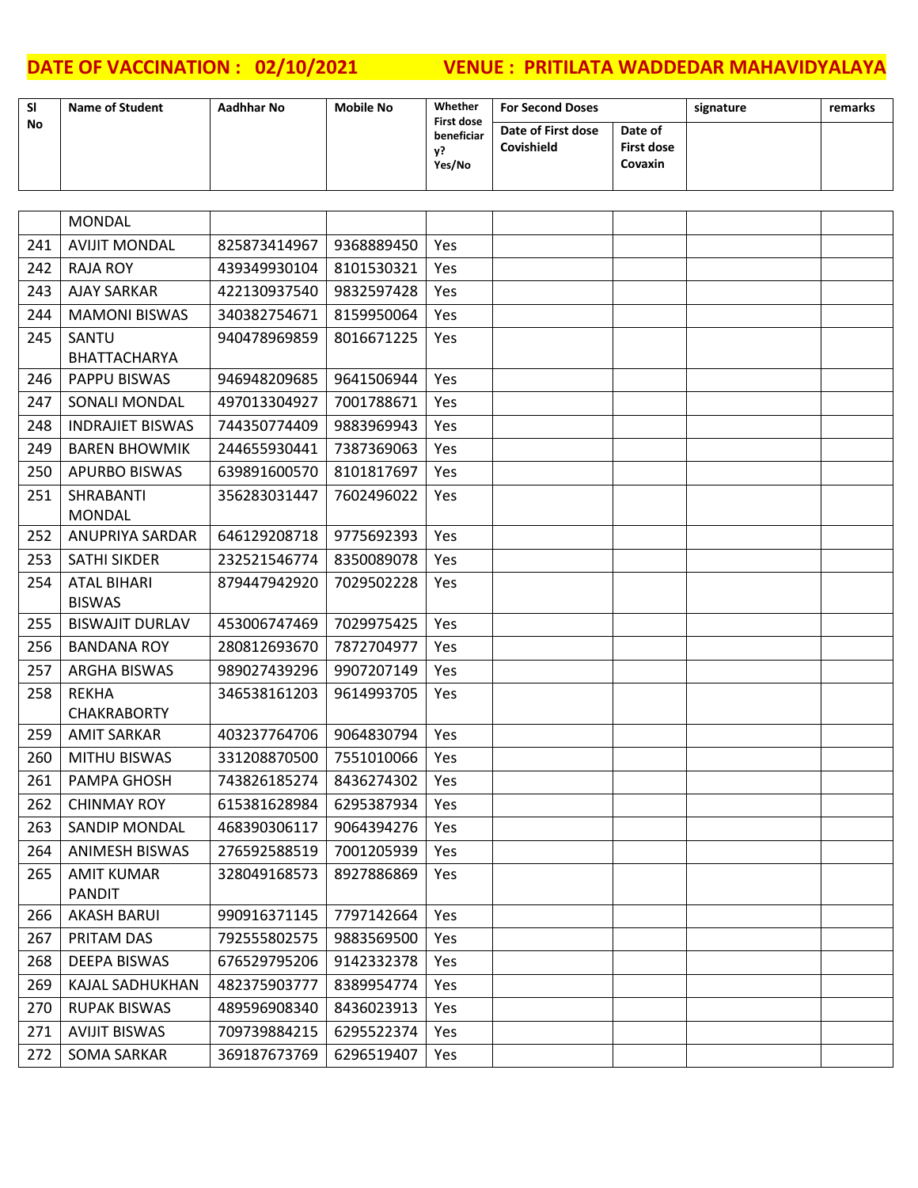**DATE OF VACCINATION : 02/10/2021 VENUE : PRITILATA WADDEDAR MAHAVIDYALAYA**

| Sl No | Name of Student | Aadhhar No | Mobile No | Whether First dose beneficiary? Yes/No | For Second Doses | | signature | remarks |
|---|---|---|---|---|---|---|---|---|
| | | | | | Date of First dose Covishield | Date of First dose Covaxin | | |
| | MONDAL | | | | | | | |
| 241 | AVIJIT MONDAL | 825873414967 | 9368889450 | Yes | | | | |
| 242 | RAJA ROY | 439349930104 | 8101530321 | Yes | | | | |
| 243 | AJAY SARKAR | 422130937540 | 9832597428 | Yes | | | | |
| 244 | MAMONI BISWAS | 340382754671 | 8159950064 | Yes | | | | |
| 245 | SANTU BHATTACHARYA | 940478969859 | 8016671225 | Yes | | | | |
| 246 | PAPPU BISWAS | 946948209685 | 9641506944 | Yes | | | | |
| 247 | SONALI MONDAL | 497013304927 | 7001788671 | Yes | | | | |
| 248 | INDRAJIET BISWAS | 744350774409 | 9883969943 | Yes | | | | |
| 249 | BAREN BHOWMIK | 244655930441 | 7387369063 | Yes | | | | |
| 250 | APURBO BISWAS | 639891600570 | 8101817697 | Yes | | | | |
| 251 | SHRABANTI MONDAL | 356283031447 | 7602496022 | Yes | | | | |
| 252 | ANUPRIYA SARDAR | 646129208718 | 9775692393 | Yes | | | | |
| 253 | SATHI SIKDER | 232521546774 | 8350089078 | Yes | | | | |
| 254 | ATAL BIHARI BISWAS | 879447942920 | 7029502228 | Yes | | | | |
| 255 | BISWAJIT DURLAV | 453006747469 | 7029975425 | Yes | | | | |
| 256 | BANDANA ROY | 280812693670 | 7872704977 | Yes | | | | |
| 257 | ARGHA BISWAS | 989027439296 | 9907207149 | Yes | | | | |
| 258 | REKHA CHAKRABORTY | 346538161203 | 9614993705 | Yes | | | | |
| 259 | AMIT SARKAR | 403237764706 | 9064830794 | Yes | | | | |
| 260 | MITHU BISWAS | 331208870500 | 7551010066 | Yes | | | | |
| 261 | PAMPA GHOSH | 743826185274 | 8436274302 | Yes | | | | |
| 262 | CHINMAY ROY | 615381628984 | 6295387934 | Yes | | | | |
| 263 | SANDIP MONDAL | 468390306117 | 9064394276 | Yes | | | | |
| 264 | ANIMESH BISWAS | 276592588519 | 7001205939 | Yes | | | | |
| 265 | AMIT KUMAR PANDIT | 328049168573 | 8927886869 | Yes | | | | |
| 266 | AKASH BARUI | 990916371145 | 7797142664 | Yes | | | | |
| 267 | PRITAM DAS | 792555802575 | 9883569500 | Yes | | | | |
| 268 | DEEPA BISWAS | 676529795206 | 9142332378 | Yes | | | | |
| 269 | KAJAL SADHUKHAN | 482375903777 | 8389954774 | Yes | | | | |
| 270 | RUPAK BISWAS | 489596908340 | 8436023913 | Yes | | | | |
| 271 | AVIJIT BISWAS | 709739884215 | 6295522374 | Yes | | | | |
| 272 | SOMA SARKAR | 369187673769 | 6296519407 | Yes | | | | |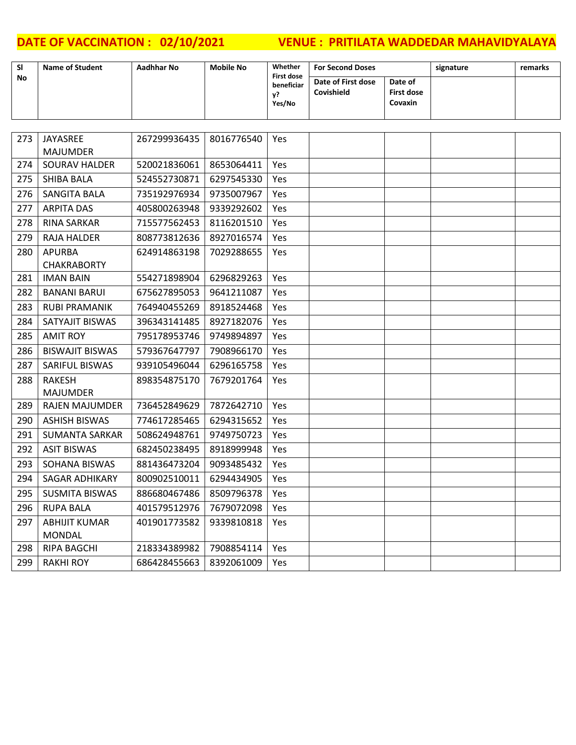**DATE OF VACCINATION : 02/10/2021 VENUE : PRITILATA WADDEDAR MAHAVIDYALAYA**

| Sl No | Name of Student | Aadhhar No | Mobile No | Whether First dose beneficiary? Yes/No | For Second Doses | | signature | remarks |
|---|---|---|---|---|---|---|---|---|
| | | | | | Date of First dose Covishield | Date of First dose Covaxin | | |
| 273 | JAYASREE MAJUMDER | 267299936435 | 8016776540 | Yes | | | | |
| 274 | SOURAV HALDER | 520021836061 | 8653064411 | Yes | | | | |
| 275 | SHIBA BALA | 524552730871 | 6297545330 | Yes | | | | |
| 276 | SANGITA BALA | 735192976934 | 9735007967 | Yes | | | | |
| 277 | ARPITA DAS | 405800263948 | 9339292602 | Yes | | | | |
| 278 | RINA SARKAR | 715577562453 | 8116201510 | Yes | | | | |
| 279 | RAJA HALDER | 808773812636 | 8927016574 | Yes | | | | |
| 280 | APURBA CHAKRABORTY | 624914863198 | 7029288655 | Yes | | | | |
| 281 | IMAN BAIN | 554271898904 | 6296829263 | Yes | | | | |
| 282 | BANANI BARUI | 675627895053 | 9641211087 | Yes | | | | |
| 283 | RUBI PRAMANIK | 764940455269 | 8918524468 | Yes | | | | |
| 284 | SATYAJIT BISWAS | 396343141485 | 8927182076 | Yes | | | | |
| 285 | AMIT ROY | 795178953746 | 9749894897 | Yes | | | | |
| 286 | BISWAJIT BISWAS | 579367647797 | 7908966170 | Yes | | | | |
| 287 | SARIFUL BISWAS | 939105496044 | 6296165758 | Yes | | | | |
| 288 | RAKESH MAJUMDER | 898354875170 | 7679201764 | Yes | | | | |
| 289 | RAJEN MAJUMDER | 736452849629 | 7872642710 | Yes | | | | |
| 290 | ASHISH BISWAS | 774617285465 | 6294315652 | Yes | | | | |
| 291 | SUMANTA SARKAR | 508624948761 | 9749750723 | Yes | | | | |
| 292 | ASIT BISWAS | 682450238495 | 8918999948 | Yes | | | | |
| 293 | SOHANA BISWAS | 881436473204 | 9093485432 | Yes | | | | |
| 294 | SAGAR ADHIKARY | 800902510011 | 6294434905 | Yes | | | | |
| 295 | SUSMITA BISWAS | 886680467486 | 8509796378 | Yes | | | | |
| 296 | RUPA BALA | 401579512976 | 7679072098 | Yes | | | | |
| 297 | ABHIJIT KUMAR MONDAL | 401901773582 | 9339810818 | Yes | | | | |
| 298 | RIPA BAGCHI | 218334389982 | 7908854114 | Yes | | | | |
| 299 | RAKHI ROY | 686428455663 | 8392061009 | Yes | | | | |